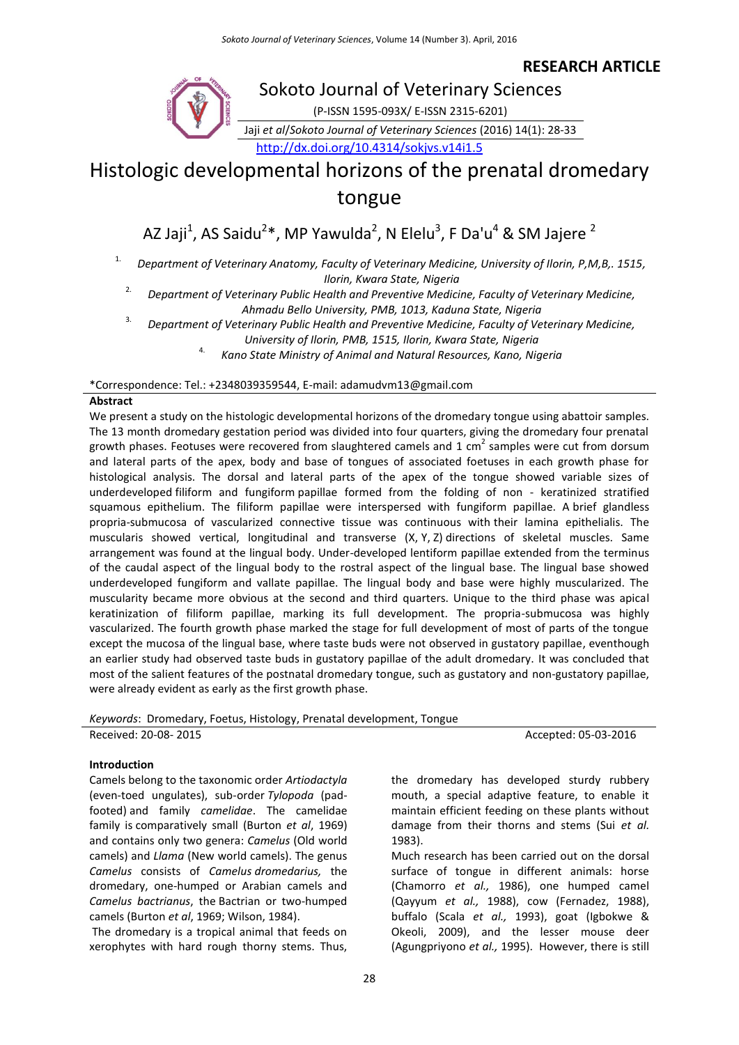**RESEARCH ARTICLE**

Sokoto Journal of Veterinary Sciences

(P-ISSN 1595-093X/ E-ISSN 2315-6201)

Jaji *et al*/*Sokoto Journal of Veterinary Sciences* (2016) 14(1): 28-33

http://dx.doi.org/10.4314/sokjvs.v14i1.5

# Histologic developmental horizons of the prenatal dromedary tongue

AZ Jaji[1], AS Saidu[2]*, MP Yawulda[2], N Elelu[3], F Da'u[4] & SM Jajere [2]

1. *Department of Veterinary Anatomy, Faculty of Veterinary Medicine, University of Ilorin, P,M,B,. 1515, Ilorin, Kwara State, Nigeria*
2. *Department of Veterinary Public Health and Preventive Medicine, Faculty of Veterinary Medicine, Ahmadu Bello University, PMB, 1013, Kaduna State, Nigeria*
3. *Department of Veterinary Public Health and Preventive Medicine, Faculty of Veterinary Medicine, University of Ilorin, PMB, 1515, Ilorin, Kwara State, Nigeria*
4. *Kano State Ministry of Animal and Natural Resources, Kano, Nigeria*

*Correspondence: Tel.: +2348039359544, E-mail: adamudvm13@gmail.com

**Abstract**

We present a study on the histologic developmental horizons of the dromedary tongue using abattoir samples. The 13 month dromedary gestation period was divided into four quarters, giving the dromedary four prenatal growth phases. Feotuses were recovered from slaughtered camels and 1 $cm^2$ samples were cut from dorsum and lateral parts of the apex, body and base of tongues of associated foetuses in each growth phase for histological analysis. The dorsal and lateral parts of the apex of the tongue showed variable sizes of underdeveloped filiform and fungiform papillae formed from the folding of non - keratinized stratified squamous epithelium. The filiform papillae were interspersed with fungiform papillae. A brief glandless propria-submucosa of vascularized connective tissue was continuous with their lamina epithelialis. The muscularis showed vertical, longitudinal and transverse (X, Y, Z) directions of skeletal muscles. Same arrangement was found at the lingual body. Under-developed lentiform papillae extended from the terminus of the caudal aspect of the lingual body to the rostral aspect of the lingual base. The lingual base showed underdeveloped fungiform and vallate papillae. The lingual body and base were highly muscularized. The muscularity became more obvious at the second and third quarters. Unique to the third phase was apical keratinization of filiform papillae, marking its full development. The propria-submucosa was highly vascularized. The fourth growth phase marked the stage for full development of most of parts of the tongue except the mucosa of the lingual base, where taste buds were not observed in gustatory papillae, eventhough an earlier study had observed taste buds in gustatory papillae of the adult dromedary. It was concluded that most of the salient features of the postnatal dromedary tongue, such as gustatory and non-gustatory papillae, were already evident as early as the first growth phase.

*Keywords*: Dromedary, Foetus, Histology, Prenatal development, Tongue

Received: 20-08- 2015 Accepted: 05-03-2016

**Introduction**

Camels belong to the taxonomic order *Artiodactyla* (even-toed ungulates), sub-order *Tylopoda* (pad-footed) and family *camelidae*. The camelidae family is comparatively small (Burton *et al*, 1969) and contains only two genera: *Camelus* (Old world camels) and *Llama* (New world camels). The genus *Camelus* consists of *Camelus dromedarius,* the dromedary, one-humped or Arabian camels and *Camelus bactrianus*, the Bactrian or two-humped camels (Burton *et al*, 1969; Wilson, 1984).

The dromedary is a tropical animal that feeds on xerophytes with hard rough thorny stems. Thus, the dromedary has developed sturdy rubbery mouth, a special adaptive feature, to enable it maintain efficient feeding on these plants without damage from their thorns and stems (Sui *et al.* 1983).

Much research has been carried out on the dorsal surface of tongue in different animals: horse (Chamorro *et al.,* 1986), one humped camel (Qayyum *et al.,* 1988), cow (Fernadez, 1988), buffalo (Scala *et al.,* 1993), goat (Igbokwe & Okeoli, 2009), and the lesser mouse deer (Agungpriyono *et al.,* 1995). However, there is still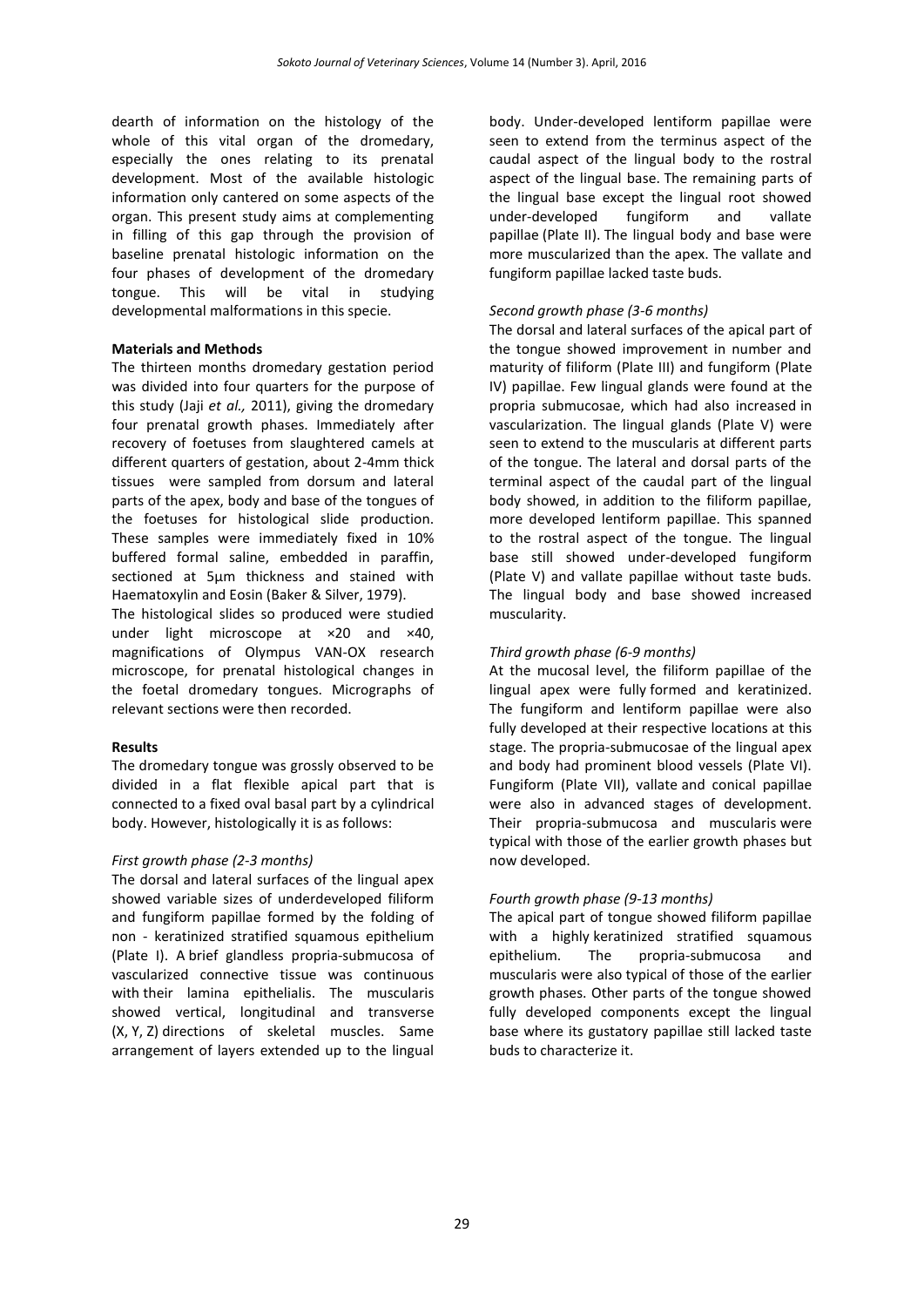dearth of information on the histology of the whole of this vital organ of the dromedary, especially the ones relating to its prenatal development. Most of the available histologic information only cantered on some aspects of the organ. This present study aims at complementing in filling of this gap through the provision of baseline prenatal histologic information on the four phases of development of the dromedary tongue. This will be vital in studying developmental malformations in this specie.

**Materials and Methods**

The thirteen months dromedary gestation period was divided into four quarters for the purpose of this study (Jaji *et al.,* 2011), giving the dromedary four prenatal growth phases. Immediately after recovery of foetuses from slaughtered camels at different quarters of gestation, about 2-4mm thick tissues were sampled from dorsum and lateral parts of the apex, body and base of the tongues of the foetuses for histological slide production. These samples were immediately fixed in 10% buffered formal saline, embedded in paraffin, sectioned at 5µm thickness and stained with Haematoxylin and Eosin (Baker & Silver, 1979).

The histological slides so produced were studied under light microscope at ×20 and ×40, magnifications of Olympus VAN-OX research microscope, for prenatal histological changes in the foetal dromedary tongues. Micrographs of relevant sections were then recorded.

**Results**

The dromedary tongue was grossly observed to be divided in a flat flexible apical part that is connected to a fixed oval basal part by a cylindrical body. However, histologically it is as follows:

*First growth phase (2-3 months)*

The dorsal and lateral surfaces of the lingual apex showed variable sizes of underdeveloped filiform and fungiform papillae formed by the folding of non - keratinized stratified squamous epithelium (Plate I). A brief glandless propria-submucosa of vascularized connective tissue was continuous with their lamina epithelialis. The muscularis showed vertical, longitudinal and transverse (X, Y, Z) directions of skeletal muscles. Same arrangement of layers extended up to the lingual body. Under-developed lentiform papillae were seen to extend from the terminus aspect of the caudal aspect of the lingual body to the rostral aspect of the lingual base. The remaining parts of the lingual base except the lingual root showed under-developed fungiform and vallate papillae (Plate II). The lingual body and base were more muscularized than the apex. The vallate and fungiform papillae lacked taste buds.

*Second growth phase (3-6 months)*

The dorsal and lateral surfaces of the apical part of the tongue showed improvement in number and maturity of filiform (Plate III) and fungiform (Plate IV) papillae. Few lingual glands were found at the propria submucosae, which had also increased in vascularization. The lingual glands (Plate V) were seen to extend to the muscularis at different parts of the tongue. The lateral and dorsal parts of the terminal aspect of the caudal part of the lingual body showed, in addition to the filiform papillae, more developed lentiform papillae. This spanned to the rostral aspect of the tongue. The lingual base still showed under-developed fungiform (Plate V) and vallate papillae without taste buds. The lingual body and base showed increased muscularity.

*Third growth phase (6-9 months)*

At the mucosal level, the filiform papillae of the lingual apex were fully formed and keratinized. The fungiform and lentiform papillae were also fully developed at their respective locations at this stage. The propria-submucosae of the lingual apex and body had prominent blood vessels (Plate VI). Fungiform (Plate VII), vallate and conical papillae were also in advanced stages of development. Their propria-submucosa and muscularis were typical with those of the earlier growth phases but now developed.

*Fourth growth phase (9-13 months)*

The apical part of tongue showed filiform papillae with a highly keratinized stratified squamous epithelium. The propria-submucosa and muscularis were also typical of those of the earlier growth phases. Other parts of the tongue showed fully developed components except the lingual base where its gustatory papillae still lacked taste buds to characterize it.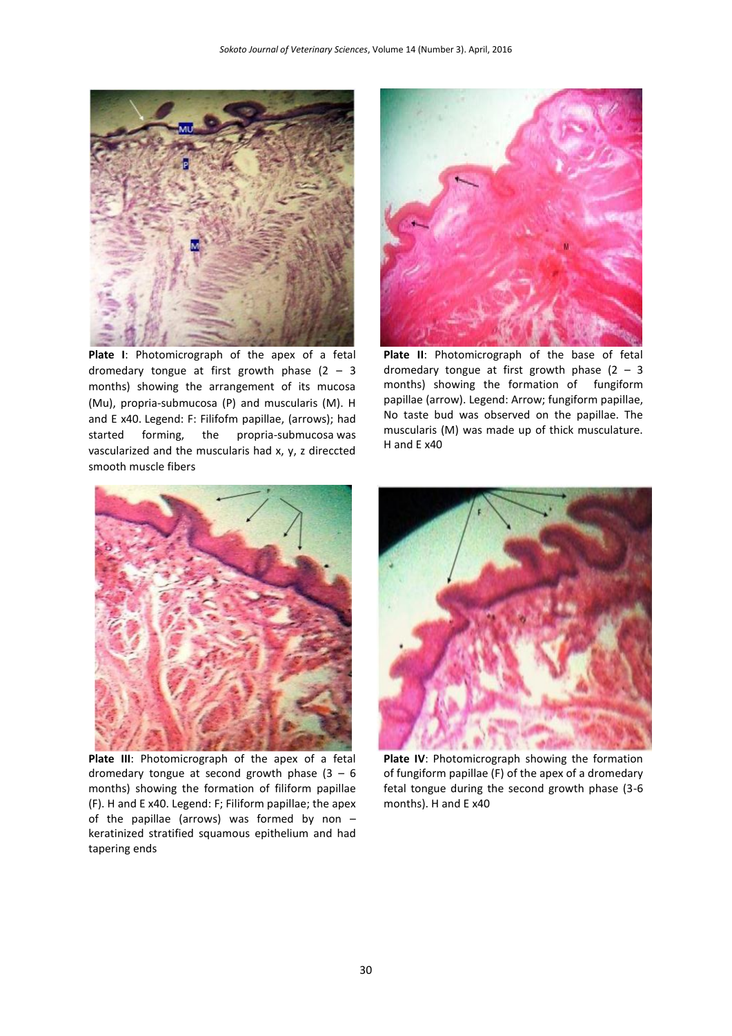**Plate I**: Photomicrograph of the apex of a fetal dromedary tongue at first growth phase (2 – 3 months) showing the arrangement of its mucosa (Mu), propria-submucosa (P) and muscularis (M). H and E x40. Legend: F: Filifofm papillae, (arrows); had started forming, the propria-submucosa was vascularized and the muscularis had x, y, z direccted smooth muscle fibers

**Plate II**: Photomicrograph of the base of fetal dromedary tongue at first growth phase (2 – 3 months) showing the formation of fungiform papillae (arrow). Legend: Arrow; fungiform papillae, No taste bud was observed on the papillae. The muscularis (M) was made up of thick musculature. H and E x40

**Plate III**: Photomicrograph of the apex of a fetal dromedary tongue at second growth phase (3 – 6 months) showing the formation of filiform papillae (F). H and E x40. Legend: F; Filiform papillae; the apex of the papillae (arrows) was formed by non – keratinized stratified squamous epithelium and had tapering ends

**Plate IV**: Photomicrograph showing the formation of fungiform papillae (F) of the apex of a dromedary fetal tongue during the second growth phase (3-6 months). H and E x40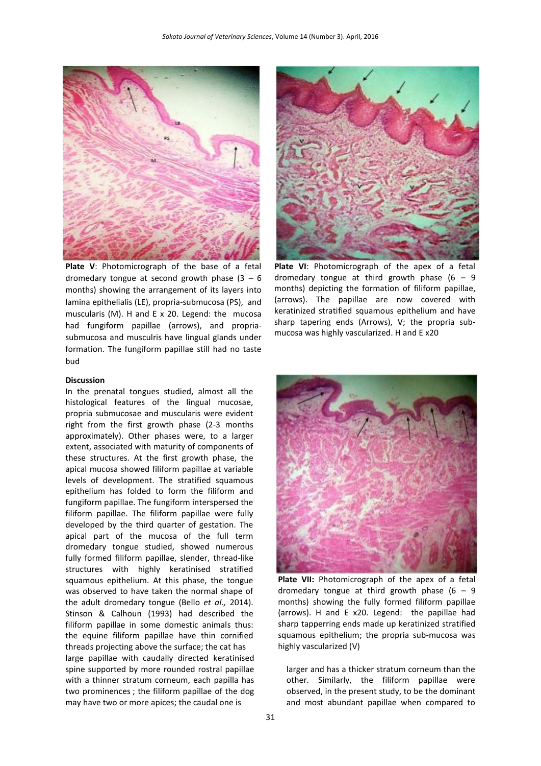**Plate V**: Photomicrograph of the base of a fetal dromedary tongue at second growth phase (3 – 6 months) showing the arrangement of its layers into lamina epithelialis (LE), propria-submucosa (PS), and muscularis (M). H and E x 20. Legend: the mucosa had fungiform papillae (arrows), and propria-submucosa and musculris have lingual glands under formation. The fungiform papillae still had no taste bud

**Plate VI**: Photomicrograph of the apex of a fetal dromedary tongue at third growth phase (6 – 9 months) depicting the formation of filiform papillae, (arrows). The papillae are now covered with keratinized stratified squamous epithelium and have sharp tapering ends (Arrows), V; the propria sub-mucosa was highly vascularized. H and E x20

**Plate VII:** Photomicrograph of the apex of a fetal dromedary tongue at third growth phase (6 – 9 months) showing the fully formed filiform papillae (arrows). H and E x20. Legend: the papillae had sharp tapperring ends made up keratinized stratified squamous epithelium; the propria sub-mucosa was highly vascularized (V)

**Discussion**

In the prenatal tongues studied, almost all the histological features of the lingual mucosae, propria submucosae and muscularis were evident right from the first growth phase (2-3 months approximately). Other phases were, to a larger extent, associated with maturity of components of these structures. At the first growth phase, the apical mucosa showed filiform papillae at variable levels of development. The stratified squamous epithelium has folded to form the filiform and fungiform papillae. The fungiform interspersed the filiform papillae. The filiform papillae were fully developed by the third quarter of gestation. The apical part of the mucosa of the full term dromedary tongue studied, showed numerous fully formed filiform papillae, slender, thread-like structures with highly keratinised stratified squamous epithelium. At this phase, the tongue was observed to have taken the normal shape of the adult dromedary tongue (Bello *et al.,* 2014). Stinson & Calhoun (1993) had described the filiform papillae in some domestic animals thus: the equine filiform papillae have thin cornified threads projecting above the surface; the cat has large papillae with caudally directed keratinised spine supported by more rounded rostral papillae with a thinner stratum corneum, each papilla has two prominences ; the filiform papillae of the dog may have two or more apices; the caudal one is larger and has a thicker stratum corneum than the other. Similarly, the filiform papillae were observed, in the present study, to be the dominant and most abundant papillae when compared to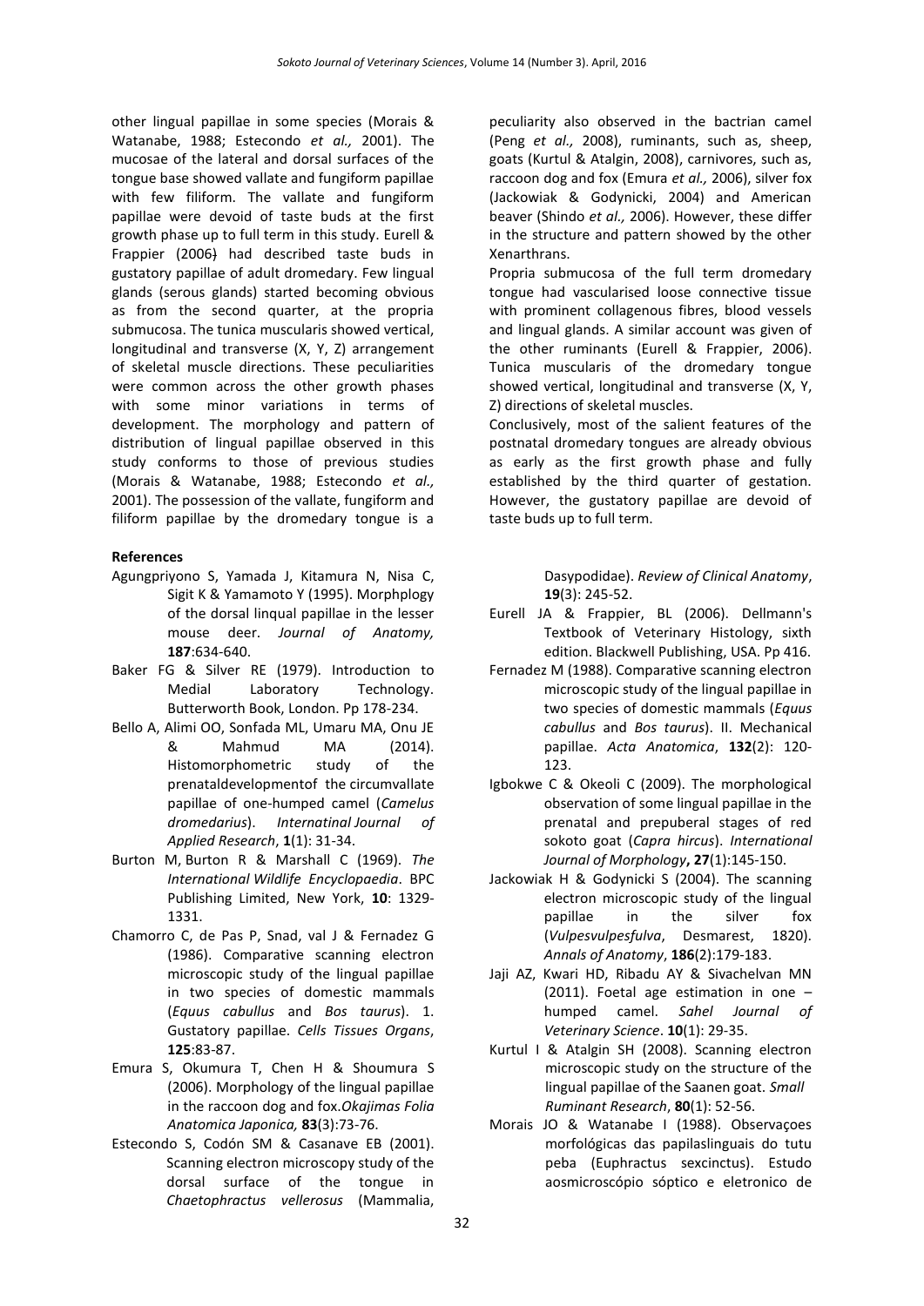other lingual papillae in some species (Morais & Watanabe, 1988; Estecondo *et al.,* 2001). The mucosae of the lateral and dorsal surfaces of the tongue base showed vallate and fungiform papillae with few filiform. The vallate and fungiform papillae were devoid of taste buds at the first growth phase up to full term in this study. Eurell & Frappier (2006) had described taste buds in gustatory papillae of adult dromedary. Few lingual glands (serous glands) started becoming obvious as from the second quarter, at the propria submucosa. The tunica muscularis showed vertical, longitudinal and transverse (X, Y, Z) arrangement of skeletal muscle directions. These peculiarities were common across the other growth phases with some minor variations in terms of development. The morphology and pattern of distribution of lingual papillae observed in this study conforms to those of previous studies (Morais & Watanabe, 1988; Estecondo *et al.,* 2001). The possession of the vallate, fungiform and filiform papillae by the dromedary tongue is a peculiarity also observed in the bactrian camel (Peng *et al.,* 2008), ruminants, such as, sheep, goats (Kurtul & Atalgin, 2008), carnivores, such as, raccoon dog and fox (Emura *et al.,* 2006), silver fox (Jackowiak & Godynicki, 2004) and American beaver (Shindo *et al.,* 2006). However, these differ in the structure and pattern showed by the other Xenarthrans.

Propria submucosa of the full term dromedary tongue had vascularised loose connective tissue with prominent collagenous fibres, blood vessels and lingual glands. A similar account was given of the other ruminants (Eurell & Frappier, 2006). Tunica muscularis of the dromedary tongue showed vertical, longitudinal and transverse (X, Y, Z) directions of skeletal muscles.

Conclusively, most of the salient features of the postnatal dromedary tongues are already obvious as early as the first growth phase and fully established by the third quarter of gestation. However, the gustatory papillae are devoid of taste buds up to full term.

**References**

Agungpriyono S, Yamada J, Kitamura N, Nisa C, Sigit K & Yamamoto Y (1995). Morphplogy of the dorsal linqual papillae in the lesser mouse deer. *Journal of Anatomy,* **187**:634-640.

Baker FG & Silver RE (1979). Introduction to Medial Laboratory Technology. Butterworth Book, London. Pp 178-234.

Bello A, Alimi OO, Sonfada ML, Umaru MA, Onu JE & Mahmud MA (2014). Histomorphometric study of the prenataldevelopmentof the circumvallate papillae of one-humped camel (*Camelus dromedarius*). *Internatinal Journal of Applied Research*, **1**(1): 31-34.

Burton M, Burton R & Marshall C (1969). *The International Wildlife Encyclopaedia*. BPC Publishing Limited, New York, **10**: 1329-1331.

Chamorro C, de Pas P, Snad, val J & Fernadez G (1986). Comparative scanning electron microscopic study of the lingual papillae in two species of domestic mammals (*Equus cabullus* and *Bos taurus*). 1. Gustatory papillae. *Cells Tissues Organs*, **125**:83-87.

Emura S, Okumura T, Chen H & Shoumura S (2006). Morphology of the lingual papillae in the raccoon dog and fox.*Okajimas Folia Anatomica Japonica,* **83**(3):73-76.

Estecondo S, Codón SM & Casanave EB (2001). Scanning electron microscopy study of the dorsal surface of the tongue in *Chaetophractus vellerosus* (Mammalia, Dasypodidae). *Review of Clinical Anatomy*, **19**(3): 245-52.

Eurell JA & Frappier, BL (2006). Dellmann's Textbook of Veterinary Histology, sixth edition. Blackwell Publishing, USA. Pp 416.

Fernadez M (1988). Comparative scanning electron microscopic study of the lingual papillae in two species of domestic mammals (*Equus cabullus* and *Bos taurus*). II. Mechanical papillae. *Acta Anatomica*, **132**(2): 120-123.

Igbokwe C & Okeoli C (2009). The morphological observation of some lingual papillae in the prenatal and prepuberal stages of red sokoto goat (*Capra hircus*). *International Journal of Morphology***, 27**(1):145-150.

Jackowiak H & Godynicki S (2004). The scanning electron microscopic study of the lingual papillae in the silver fox (*Vulpesvulpesfulva*, Desmarest, 1820). *Annals of Anatomy*, **186**(2):179-183.

Jaji AZ, Kwari HD, Ribadu AY & Sivachelvan MN (2011). Foetal age estimation in one – humped camel. *Sahel Journal of Veterinary Science*. **10**(1): 29-35.

Kurtul I & Atalgin SH (2008). Scanning electron microscopic study on the structure of the lingual papillae of the Saanen goat. *Small Ruminant Research*, **80**(1): 52-56.

Morais JO & Watanabe I (1988). Observaçoes morfológicas das papilaslinguais do tutu peba (Euphractus sexcinctus). Estudo aosmicroscópio sóptico e eletronico de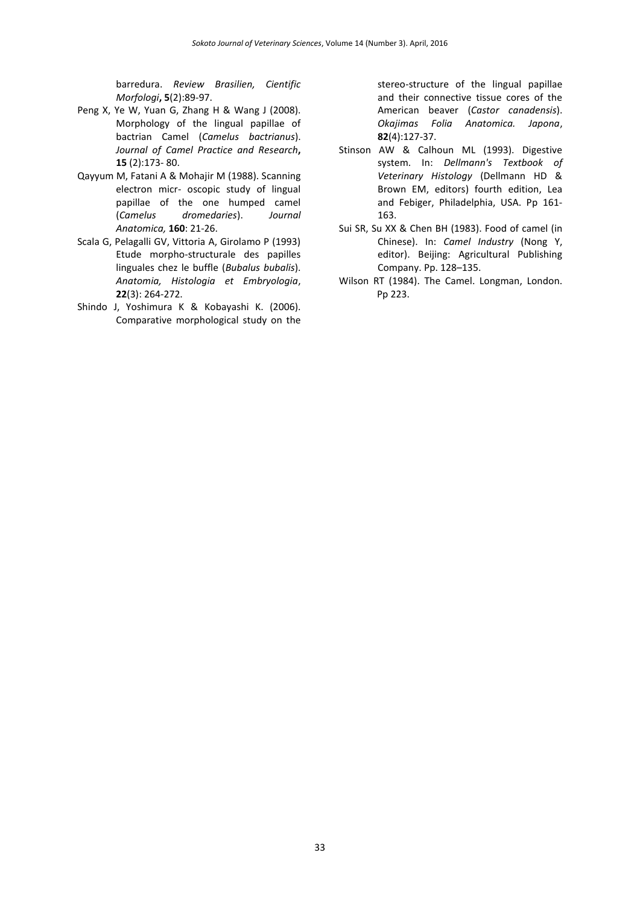barredura. *Review Brasilien, Cientific Morfologi*, **5**(2):89-97.

Peng X, Ye W, Yuan G, Zhang H & Wang J (2008). Morphology of the lingual papillae of bactrian Camel (*Camelus bactrianus*). *Journal of Camel Practice and Research*, **15** (2):173- 80.

Qayyum M, Fatani A & Mohajir M (1988). Scanning electron micr- oscopic study of lingual papillae of the one humped camel (*Camelus dromedaries*). *Journal Anatomica,* **160**: 21-26.

Scala G, Pelagalli GV, Vittoria A, Girolamo P (1993) Etude morpho-structurale des papilles linguales chez le buffle (*Bubalus bubalis*). *Anatomia, Histologia et Embryologia*, **22**(3): 264-272.

Shindo J, Yoshimura K & Kobayashi K. (2006). Comparative morphological study on the stereo-structure of the lingual papillae and their connective tissue cores of the American beaver (*Castor canadensis*). *Okajimas Folia Anatomica. Japona*, **82**(4):127-37.

Stinson AW & Calhoun ML (1993). Digestive system. In: *Dellmann's Textbook of Veterinary Histology* (Dellmann HD & Brown EM, editors) fourth edition, Lea and Febiger, Philadelphia, USA. Pp 161-163.

Sui SR, Su XX & Chen BH (1983). Food of camel (in Chinese). In: *Camel Industry* (Nong Y, editor). Beijing: Agricultural Publishing Company. Pp. 128–135.

Wilson RT (1984). The Camel. Longman, London. Pp 223.